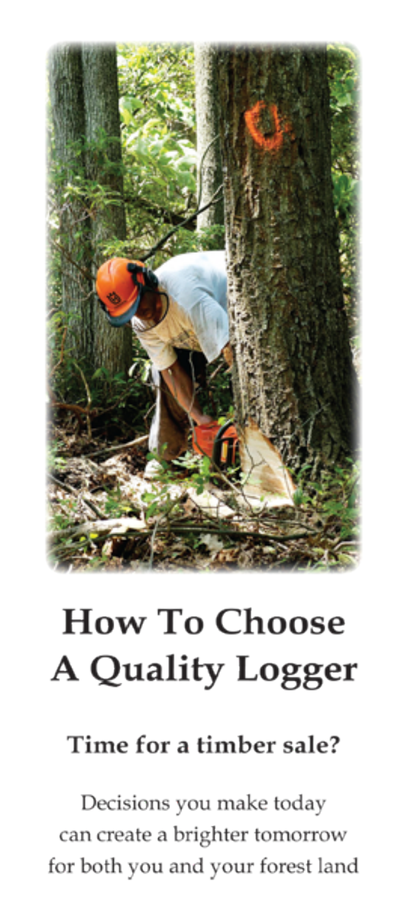# How To Choose A Quality Logger

## Time for a timber sale?

Decisions you make today
can create a brighter tomorrow
for both you and your forest land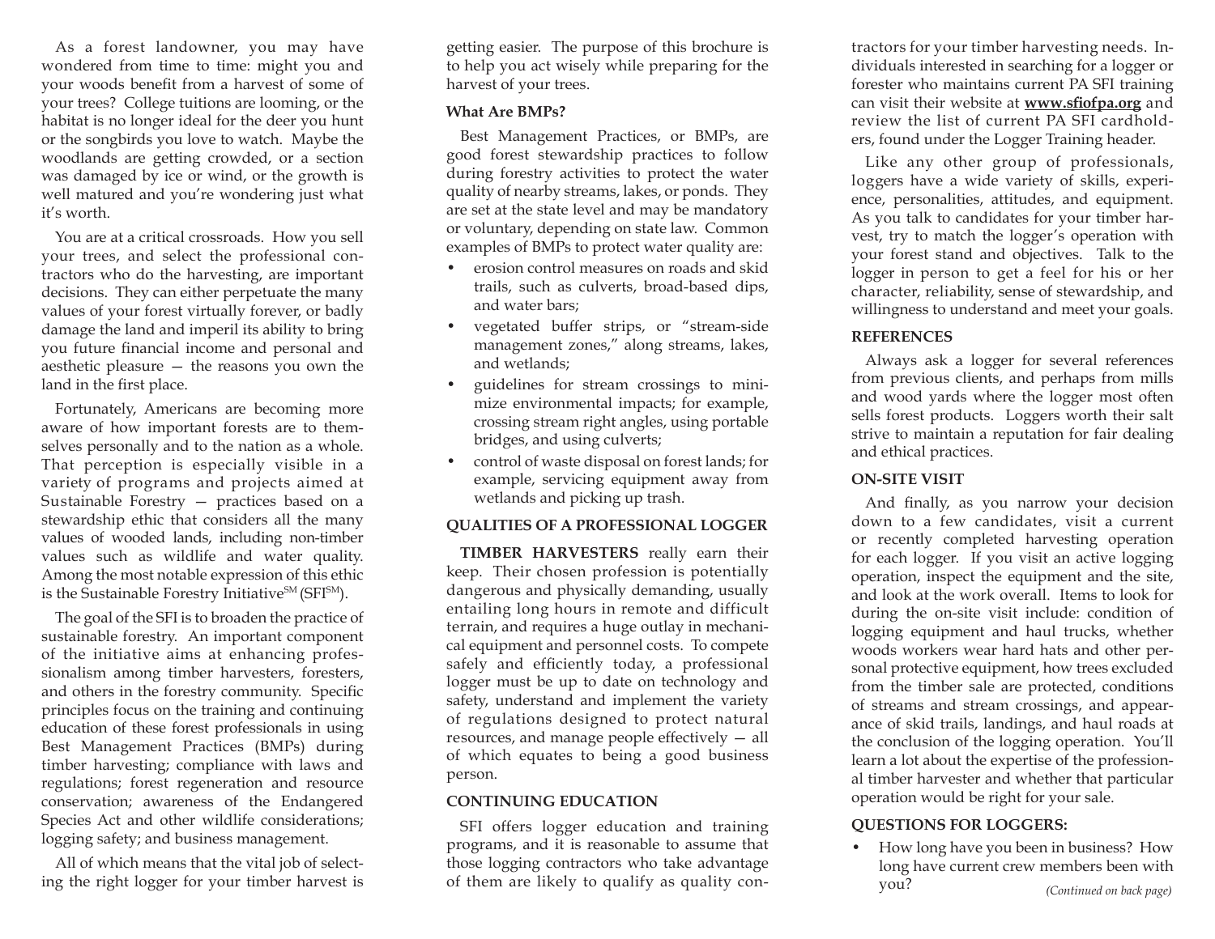As a forest landowner, you may have wondered from time to time: might you and your woods benefit from a harvest of some of your trees? College tuitions are looming, or the habitat is no longer ideal for the deer you hunt or the songbirds you love to watch. Maybe the woodlands are getting crowded, or a section was damaged by ice or wind, or the growth is well matured and you're wondering just what it's worth.

You are at a critical crossroads. How you sell your trees, and select the professional contractors who do the harvesting, are important decisions. They can either perpetuate the many values of your forest virtually forever, or badly damage the land and imperil its ability to bring you future financial income and personal and aesthetic pleasure — the reasons you own the land in the first place.

Fortunately, Americans are becoming more aware of how important forests are to themselves personally and to the nation as a whole. That perception is especially visible in a variety of programs and projects aimed at Sustainable Forestry — practices based on a stewardship ethic that considers all the many values of wooded lands, including non-timber values such as wildlife and water quality. Among the most notable expression of this ethic is the Sustainable Forestry Initiative[SM] (SFI[SM]).

The goal of the SFI is to broaden the practice of sustainable forestry. An important component of the initiative aims at enhancing professionalism among timber harvesters, foresters, and others in the forestry community. Specific principles focus on the training and continuing education of these forest professionals in using Best Management Practices (BMPs) during timber harvesting; compliance with laws and regulations; forest regeneration and resource conservation; awareness of the Endangered Species Act and other wildlife considerations; logging safety; and business management.

All of which means that the vital job of selecting the right logger for your timber harvest is getting easier. The purpose of this brochure is to help you act wisely while preparing for the harvest of your trees.

**What Are BMPs?**

Best Management Practices, or BMPs, are good forest stewardship practices to follow during forestry activities to protect the water quality of nearby streams, lakes, or ponds. They are set at the state level and may be mandatory or voluntary, depending on state law. Common examples of BMPs to protect water quality are:

- erosion control measures on roads and skid trails, such as culverts, broad-based dips, and water bars;
- vegetated buffer strips, or "stream-side management zones," along streams, lakes, and wetlands;
- guidelines for stream crossings to minimize environmental impacts; for example, crossing stream right angles, using portable bridges, and using culverts;
- control of waste disposal on forest lands; for example, servicing equipment away from wetlands and picking up trash.

**QUALITIES OF A PROFESSIONAL LOGGER**

**TIMBER HARVESTERS** really earn their keep. Their chosen profession is potentially dangerous and physically demanding, usually entailing long hours in remote and difficult terrain, and requires a huge outlay in mechanical equipment and personnel costs. To compete safely and efficiently today, a professional logger must be up to date on technology and safety, understand and implement the variety of regulations designed to protect natural resources, and manage people effectively — all of which equates to being a good business person.

**CONTINUING EDUCATION**

SFI offers logger education and training programs, and it is reasonable to assume that those logging contractors who take advantage of them are likely to qualify as quality contractors for your timber harvesting needs. Individuals interested in searching for a logger or forester who maintains current PA SFI training can visit their website at **www.sfiofpa.org** and review the list of current PA SFI cardholders, found under the Logger Training header.

Like any other group of professionals, loggers have a wide variety of skills, experience, personalities, attitudes, and equipment. As you talk to candidates for your timber harvest, try to match the logger's operation with your forest stand and objectives. Talk to the logger in person to get a feel for his or her character, reliability, sense of stewardship, and willingness to understand and meet your goals.

**REFERENCES**

Always ask a logger for several references from previous clients, and perhaps from mills and wood yards where the logger most often sells forest products. Loggers worth their salt strive to maintain a reputation for fair dealing and ethical practices.

**ON-SITE VISIT**

And finally, as you narrow your decision down to a few candidates, visit a current or recently completed harvesting operation for each logger. If you visit an active logging operation, inspect the equipment and the site, and look at the work overall. Items to look for during the on-site visit include: condition of logging equipment and haul trucks, whether woods workers wear hard hats and other personal protective equipment, how trees excluded from the timber sale are protected, conditions of streams and stream crossings, and appearance of skid trails, landings, and haul roads at the conclusion of the logging operation. You'll learn a lot about the expertise of the professional timber harvester and whether that particular operation would be right for your sale.

**QUESTIONS FOR LOGGERS:**

- How long have you been in business? How long have current crew members been with you?

*(Continued on back page)*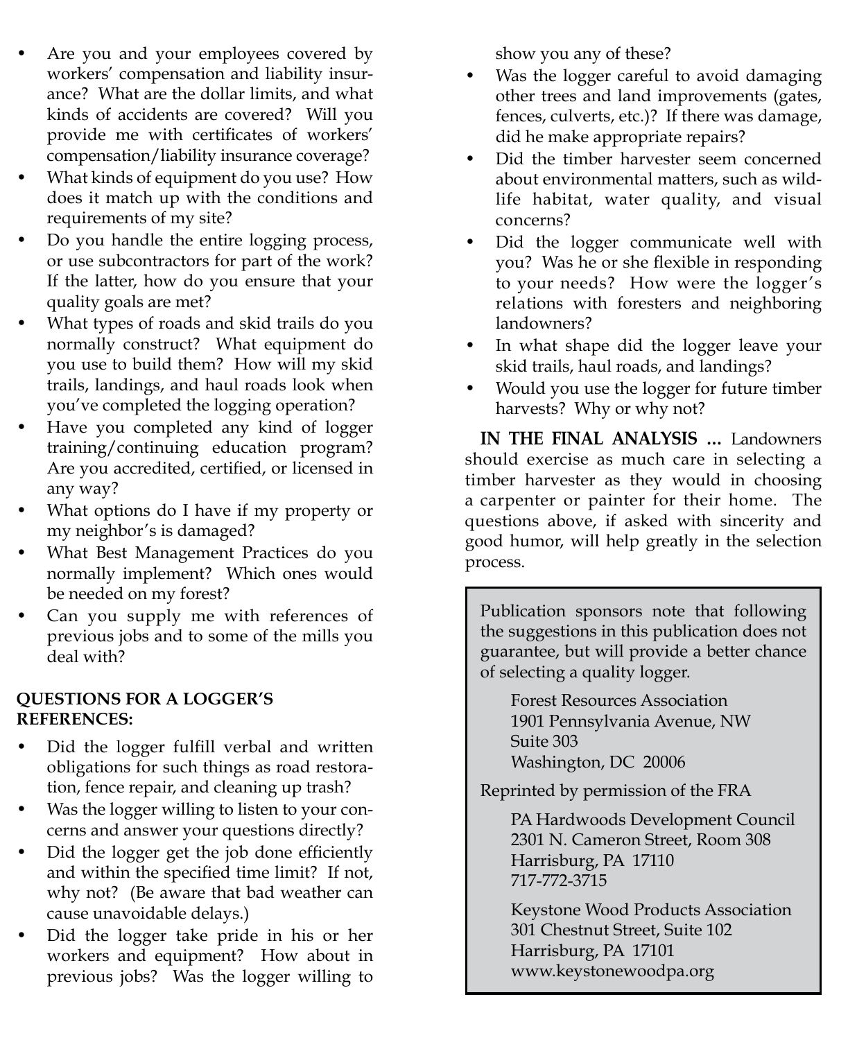- Are you and your employees covered by workers' compensation and liability insurance? What are the dollar limits, and what kinds of accidents are covered? Will you provide me with certificates of workers' compensation/liability insurance coverage?
- What kinds of equipment do you use? How does it match up with the conditions and requirements of my site?
- Do you handle the entire logging process, or use subcontractors for part of the work? If the latter, how do you ensure that your quality goals are met?
- What types of roads and skid trails do you normally construct? What equipment do you use to build them? How will my skid trails, landings, and haul roads look when you've completed the logging operation?
- Have you completed any kind of logger training/continuing education program? Are you accredited, certified, or licensed in any way?
- What options do I have if my property or my neighbor's is damaged?
- What Best Management Practices do you normally implement? Which ones would be needed on my forest?
- Can you supply me with references of previous jobs and to some of the mills you deal with?

**QUESTIONS FOR A LOGGER'S REFERENCES:**

- Did the logger fulfill verbal and written obligations for such things as road restoration, fence repair, and cleaning up trash?
- Was the logger willing to listen to your concerns and answer your questions directly?
- Did the logger get the job done efficiently and within the specified time limit? If not, why not? (Be aware that bad weather can cause unavoidable delays.)
- Did the logger take pride in his or her workers and equipment? How about in previous jobs? Was the logger willing to show you any of these?
- Was the logger careful to avoid damaging other trees and land improvements (gates, fences, culverts, etc.)? If there was damage, did he make appropriate repairs?
- Did the timber harvester seem concerned about environmental matters, such as wildlife habitat, water quality, and visual concerns?
- Did the logger communicate well with you? Was he or she flexible in responding to your needs? How were the logger's relations with foresters and neighboring landowners?
- In what shape did the logger leave your skid trails, haul roads, and landings?
- Would you use the logger for future timber harvests? Why or why not?

**IN THE FINAL ANALYSIS …** Landowners should exercise as much care in selecting a timber harvester as they would in choosing a carpenter or painter for their home. The questions above, if asked with sincerity and good humor, will help greatly in the selection process.

Publication sponsors note that following the suggestions in this publication does not guarantee, but will provide a better chance of selecting a quality logger.

Forest Resources Association
1901 Pennsylvania Avenue, NW
Suite 303
Washington, DC 20006

Reprinted by permission of the FRA

PA Hardwoods Development Council
2301 N. Cameron Street, Room 308
Harrisburg, PA 17110
717-772-3715

Keystone Wood Products Association
301 Chestnut Street, Suite 102
Harrisburg, PA 17101
www.keystonewoodpa.org